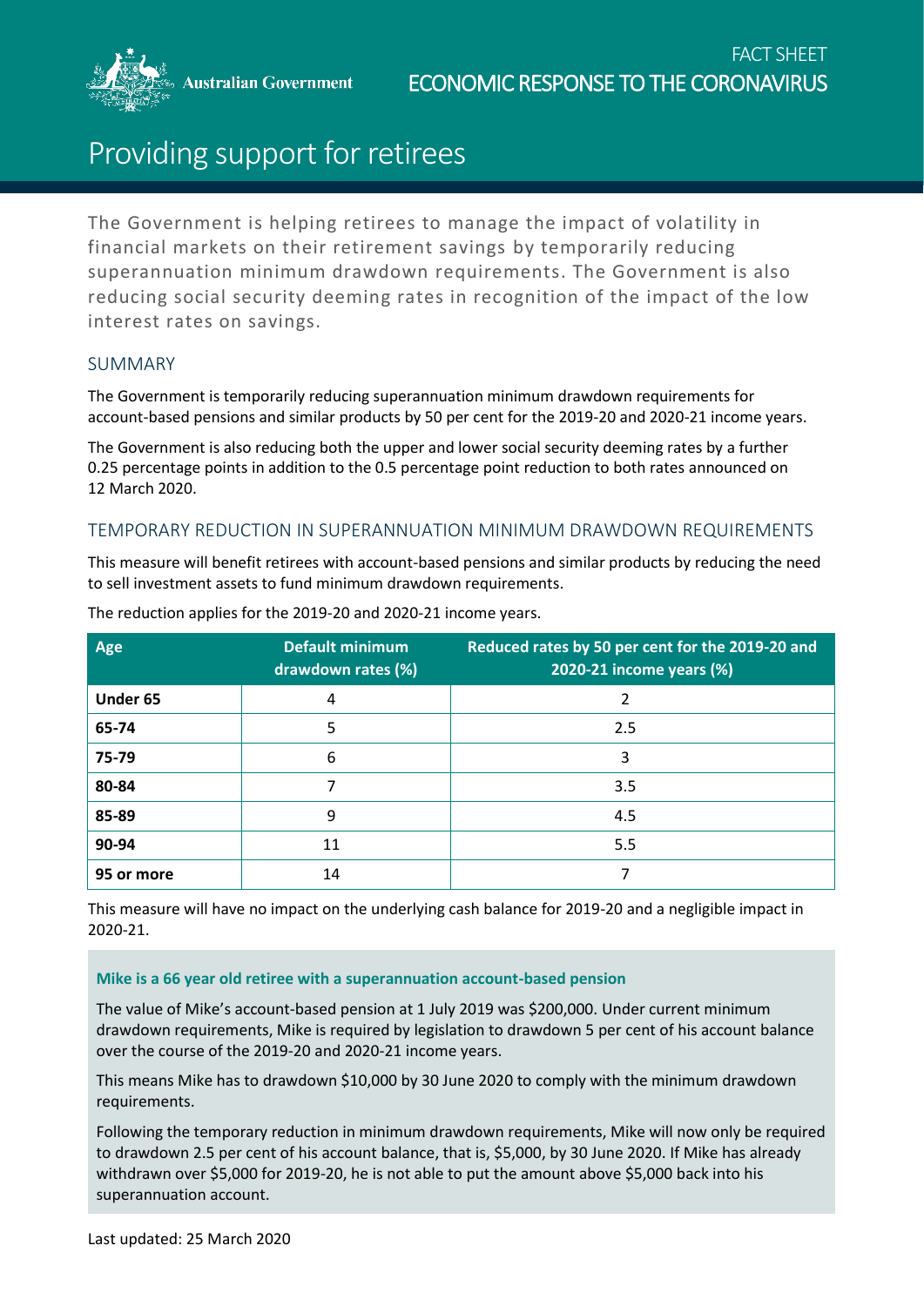FACT SHEET
ECONOMIC RESPONSE TO THE CORONAVIRUS

# Providing support for retirees

The Government is helping retirees to manage the impact of volatility in financial markets on their retirement savings by temporarily reducing superannuation minimum drawdown requirements. The Government is also reducing social security deeming rates in recognition of the impact of the low interest rates on savings.

## SUMMARY

The Government is temporarily reducing superannuation minimum drawdown requirements for account-based pensions and similar products by 50 per cent for the 2019-20 and 2020-21 income years.

The Government is also reducing both the upper and lower social security deeming rates by a further 0.25 percentage points in addition to the 0.5 percentage point reduction to both rates announced on 12 March 2020.

## TEMPORARY REDUCTION IN SUPERANNUATION MINIMUM DRAWDOWN REQUIREMENTS

This measure will benefit retirees with account-based pensions and similar products by reducing the need to sell investment assets to fund minimum drawdown requirements.

The reduction applies for the 2019-20 and 2020-21 income years.

| Age | Default minimum drawdown rates (%) | Reduced rates by 50 per cent for the 2019-20 and 2020-21 income years (%) |
|---|---|---|
| **Under 65** | 4 | 2 |
| **65-74** | 5 | 2.5 |
| **75-79** | 6 | 3 |
| **80-84** | 7 | 3.5 |
| **85-89** | 9 | 4.5 |
| **90-94** | 11 | 5.5 |
| **95 or more** | 14 | 7 |

This measure will have no impact on the underlying cash balance for 2019-20 and a negligible impact in 2020-21.

**Mike is a 66 year old retiree with a superannuation account-based pension**

The value of Mike's account-based pension at 1 July 2019 was $200,000. Under current minimum drawdown requirements, Mike is required by legislation to drawdown 5 per cent of his account balance over the course of the 2019-20 and 2020-21 income years.

This means Mike has to drawdown $10,000 by 30 June 2020 to comply with the minimum drawdown requirements.

Following the temporary reduction in minimum drawdown requirements, Mike will now only be required to drawdown 2.5 per cent of his account balance, that is, $5,000, by 30 June 2020. If Mike has already withdrawn over $5,000 for 2019-20, he is not able to put the amount above $5,000 back into his superannuation account.

Last updated: 25 March 2020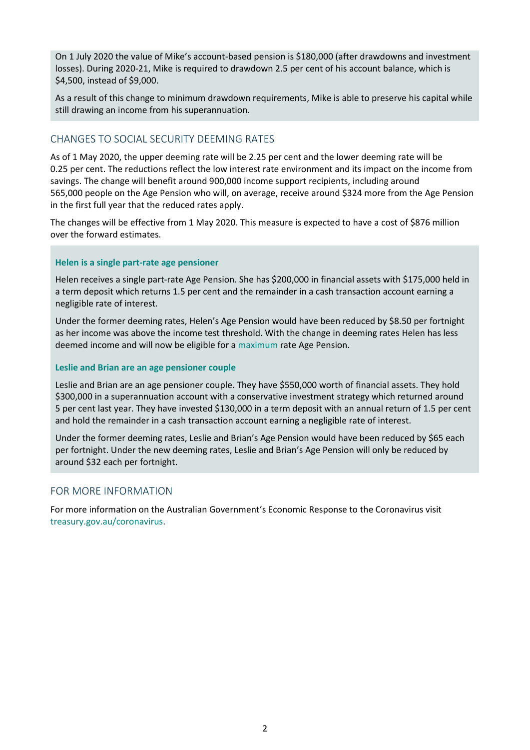On 1 July 2020 the value of Mike's account-based pension is $180,000 (after drawdowns and investment losses). During 2020-21, Mike is required to drawdown 2.5 per cent of his account balance, which is $4,500, instead of $9,000.

As a result of this change to minimum drawdown requirements, Mike is able to preserve his capital while still drawing an income from his superannuation.

## CHANGES TO SOCIAL SECURITY DEEMING RATES

As of 1 May 2020, the upper deeming rate will be 2.25 per cent and the lower deeming rate will be 0.25 per cent. The reductions reflect the low interest rate environment and its impact on the income from savings. The change will benefit around 900,000 income support recipients, including around 565,000 people on the Age Pension who will, on average, receive around $324 more from the Age Pension in the first full year that the reduced rates apply.

The changes will be effective from 1 May 2020. This measure is expected to have a cost of $876 million over the forward estimates.

### Helen is a single part-rate age pensioner

Helen receives a single part-rate Age Pension. She has $200,000 in financial assets with $175,000 held in a term deposit which returns 1.5 per cent and the remainder in a cash transaction account earning a negligible rate of interest.

Under the former deeming rates, Helen's Age Pension would have been reduced by $8.50 per fortnight as her income was above the income test threshold. With the change in deeming rates Helen has less deemed income and will now be eligible for a maximum rate Age Pension.

### Leslie and Brian are an age pensioner couple

Leslie and Brian are an age pensioner couple. They have $550,000 worth of financial assets. They hold $300,000 in a superannuation account with a conservative investment strategy which returned around 5 per cent last year. They have invested $130,000 in a term deposit with an annual return of 1.5 per cent and hold the remainder in a cash transaction account earning a negligible rate of interest.

Under the former deeming rates, Leslie and Brian's Age Pension would have been reduced by $65 each per fortnight. Under the new deeming rates, Leslie and Brian's Age Pension will only be reduced by around $32 each per fortnight.

## FOR MORE INFORMATION

For more information on the Australian Government's Economic Response to the Coronavirus visit treasury.gov.au/coronavirus.